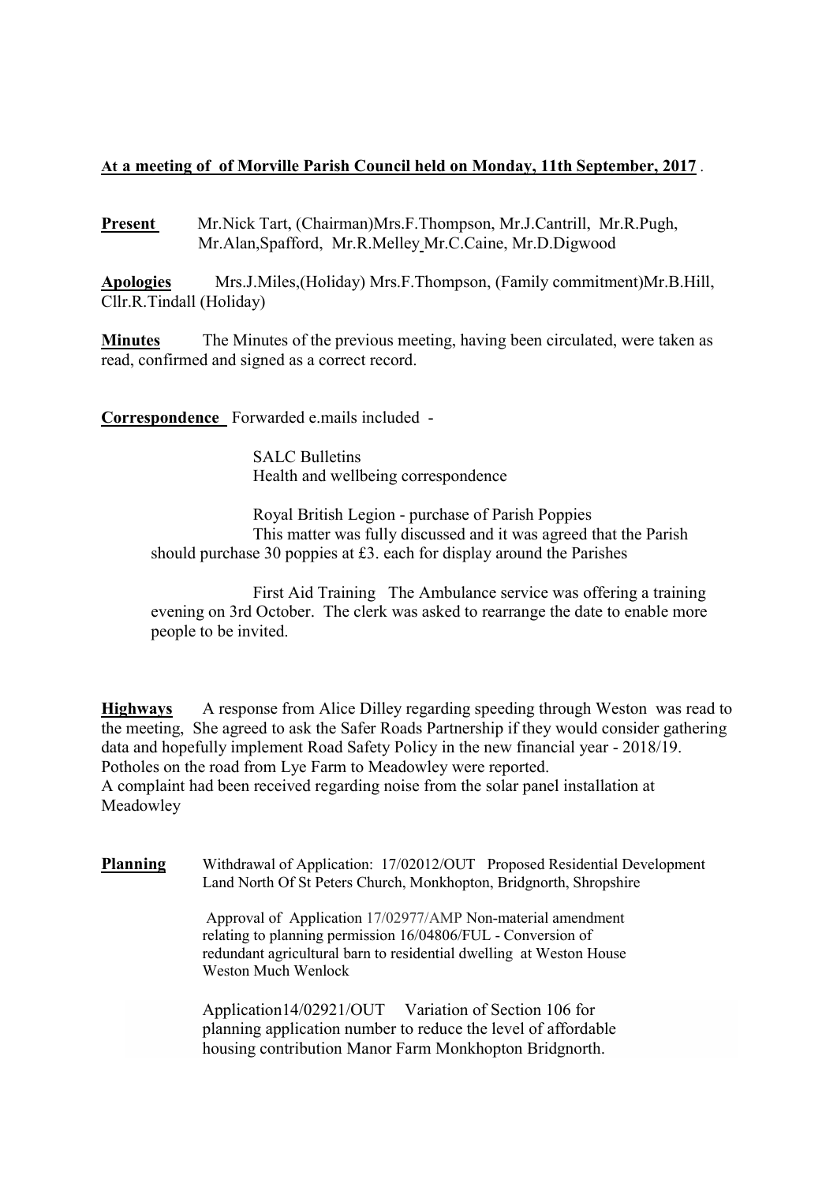**At a meeting of of Morville Parish Council held on Monday, 11th September, 2017** .

**Present** Mr.Nick Tart, (Chairman)Mrs.F.Thompson, Mr.J.Cantrill, Mr.R.Pugh, Mr.Alan,Spafford, Mr.R.Melley Mr.C.Caine, Mr.D.Digwood

**Apologies** Mrs.J.Miles,(Holiday) Mrs.F.Thompson, (Family commitment)Mr.B.Hill, Cllr.R.Tindall (Holiday)

**Minutes** The Minutes of the previous meeting, having been circulated, were taken as read, confirmed and signed as a correct record.

**Correspondence** Forwarded e.mails included -

SALC Bulletins
Health and wellbeing correspondence

Royal British Legion - purchase of Parish Poppies
This matter was fully discussed and it was agreed that the Parish should purchase 30 poppies at £3. each for display around the Parishes

First Aid Training The Ambulance service was offering a training evening on 3rd October. The clerk was asked to rearrange the date to enable more people to be invited.

**Highways** A response from Alice Dilley regarding speeding through Weston was read to the meeting, She agreed to ask the Safer Roads Partnership if they would consider gathering data and hopefully implement Road Safety Policy in the new financial year - 2018/19.
Potholes on the road from Lye Farm to Meadowley were reported.
A complaint had been received regarding noise from the solar panel installation at Meadowley

**Planning** Withdrawal of Application: 17/02012/OUT Proposed Residential Development Land North Of St Peters Church, Monkhopton, Bridgnorth, Shropshire

Approval of Application 17/02977/AMP Non-material amendment relating to planning permission 16/04806/FUL - Conversion of redundant agricultural barn to residential dwelling at Weston House Weston Much Wenlock

Application14/02921/OUT Variation of Section 106 for planning application number to reduce the level of affordable housing contribution Manor Farm Monkhopton Bridgnorth.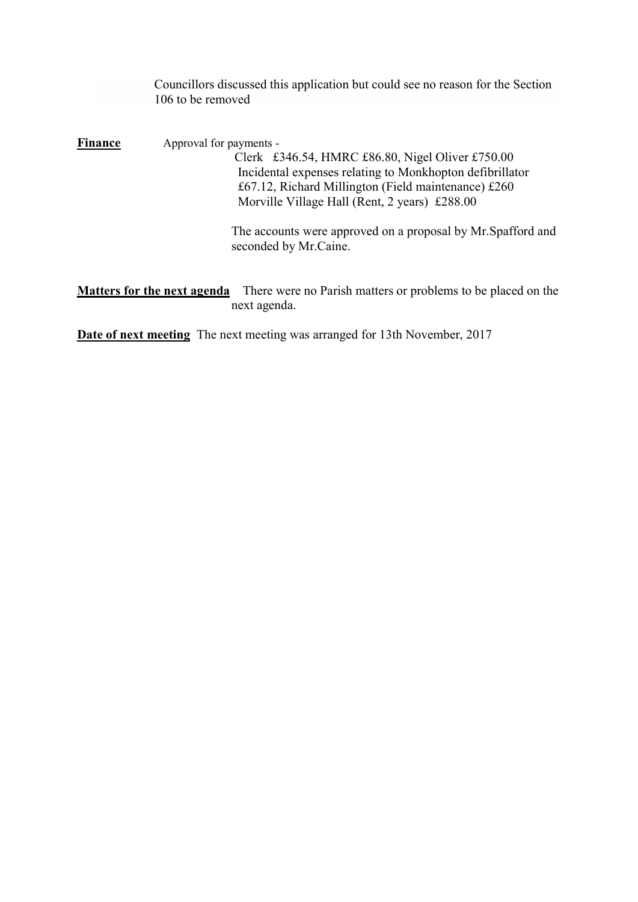Councillors discussed this application but could see no reason for the Section 106 to be removed

**Finance** Approval for payments -

Clerk £346.54, HMRC £86.80, Nigel Oliver £750.00
Incidental expenses relating to Monkhopton defibrillator £67.12, Richard Millington (Field maintenance) £260
Morville Village Hall (Rent, 2 years) £288.00

The accounts were approved on a proposal by Mr.Spafford and seconded by Mr.Caine.

**Matters for the next agenda** There were no Parish matters or problems to be placed on the next agenda.

**Date of next meeting** The next meeting was arranged for 13th November, 2017